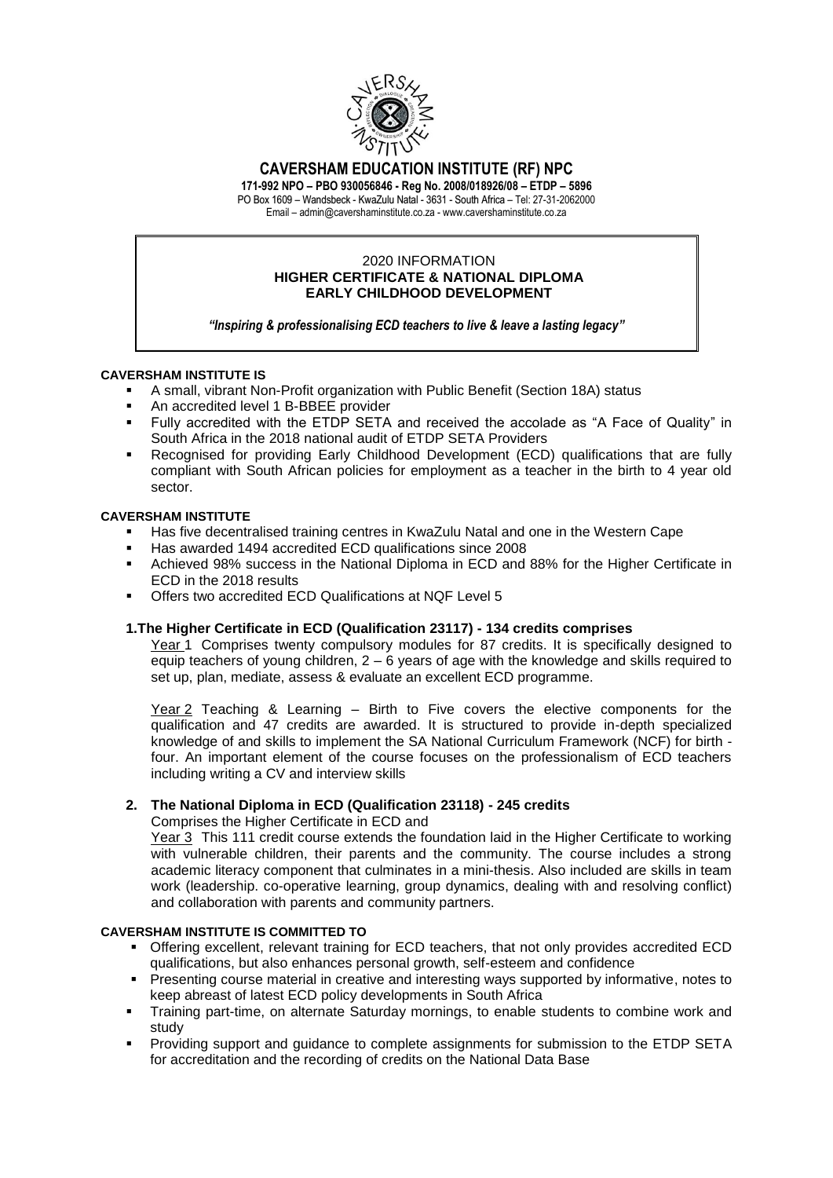# CAVERSHAM EDUCATION INSTITUTE (RF) NPC

**171-992 NPO – PBO 930056846 - Reg No. 2008/018926/08 – ETDP – 5896**

PO Box 1609 – Wandsbeck - KwaZulu Natal - 3631 - South Africa – Tel: 27-31-2062000

Email – admin@cavershaminstitute.co.za - www.cavershaminstitute.co.za

2020 INFORMATION

**HIGHER CERTIFICATE & NATIONAL DIPLOMA**
**EARLY CHILDHOOD DEVELOPMENT**

***"Inspiring & professionalising ECD teachers to live & leave a lasting legacy"***

**CAVERSHAM INSTITUTE IS**

- A small, vibrant Non-Profit organization with Public Benefit (Section 18A) status
- An accredited level 1 B-BBEE provider
- Fully accredited with the ETDP SETA and received the accolade as "A Face of Quality" in South Africa in the 2018 national audit of ETDP SETA Providers
- Recognised for providing Early Childhood Development (ECD) qualifications that are fully compliant with South African policies for employment as a teacher in the birth to 4 year old sector.

**CAVERSHAM INSTITUTE**

- Has five decentralised training centres in KwaZulu Natal and one in the Western Cape
- Has awarded 1494 accredited ECD qualifications since 2008
- Achieved 98% success in the National Diploma in ECD and 88% for the Higher Certificate in ECD in the 2018 results
- Offers two accredited ECD Qualifications at NQF Level 5

### 1.The Higher Certificate in ECD (Qualification 23117) - 134 credits comprises

Year 1 Comprises twenty compulsory modules for 87 credits. It is specifically designed to equip teachers of young children, 2 – 6 years of age with the knowledge and skills required to set up, plan, mediate, assess & evaluate an excellent ECD programme.

Year 2 Teaching & Learning – Birth to Five covers the elective components for the qualification and 47 credits are awarded. It is structured to provide in-depth specialized knowledge of and skills to implement the SA National Curriculum Framework (NCF) for birth - four. An important element of the course focuses on the professionalism of ECD teachers including writing a CV and interview skills

### 2. The National Diploma in ECD (Qualification 23118) - 245 credits

Comprises the Higher Certificate in ECD and

Year 3 This 111 credit course extends the foundation laid in the Higher Certificate to working with vulnerable children, their parents and the community. The course includes a strong academic literacy component that culminates in a mini-thesis. Also included are skills in team work (leadership. co-operative learning, group dynamics, dealing with and resolving conflict) and collaboration with parents and community partners.

**CAVERSHAM INSTITUTE IS COMMITTED TO**

- Offering excellent, relevant training for ECD teachers, that not only provides accredited ECD qualifications, but also enhances personal growth, self-esteem and confidence
- Presenting course material in creative and interesting ways supported by informative, notes to keep abreast of latest ECD policy developments in South Africa
- Training part-time, on alternate Saturday mornings, to enable students to combine work and study
- Providing support and guidance to complete assignments for submission to the ETDP SETA for accreditation and the recording of credits on the National Data Base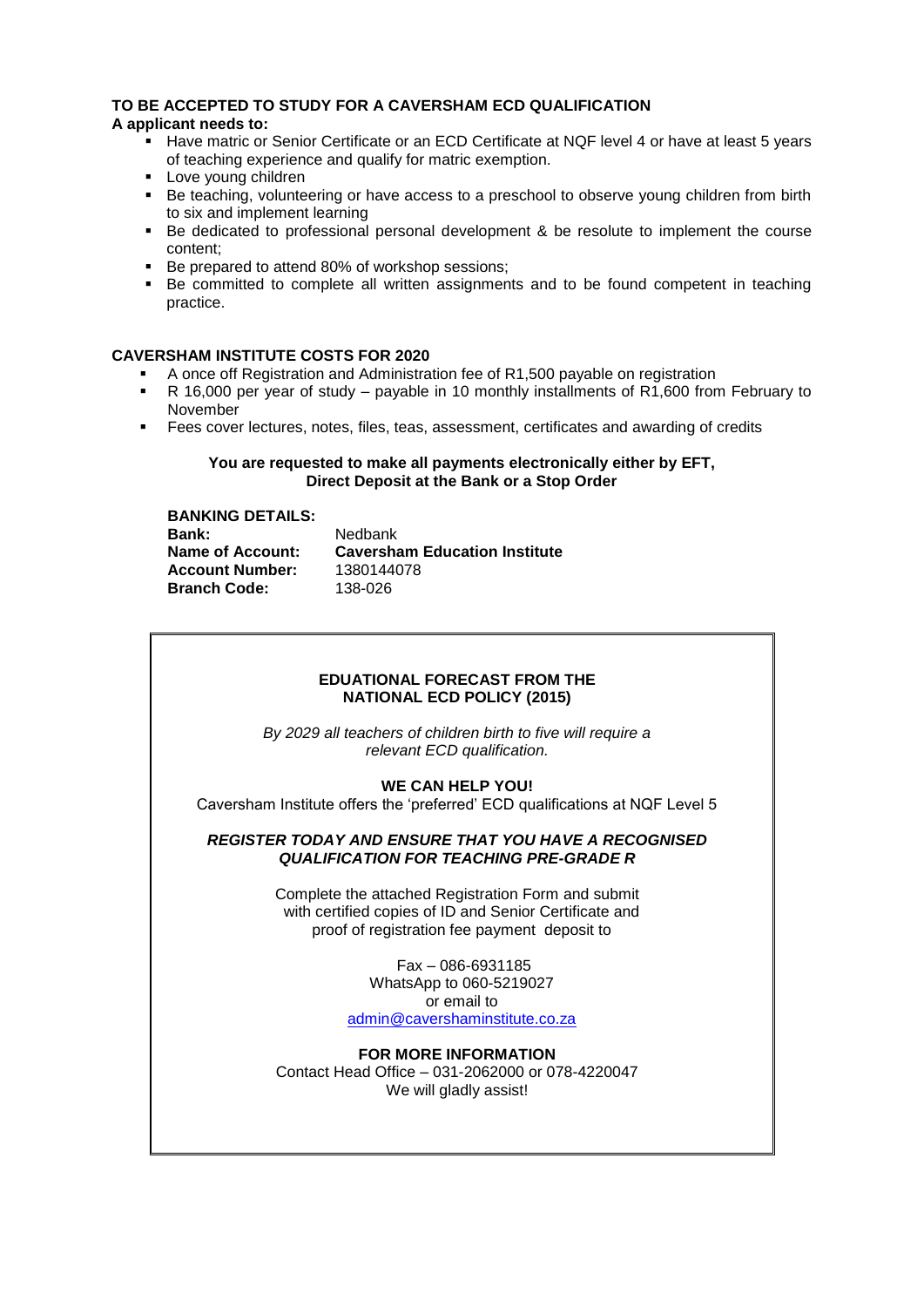## TO BE ACCEPTED TO STUDY FOR A CAVERSHAM ECD QUALIFICATION

**A applicant needs to:**

- Have matric or Senior Certificate or an ECD Certificate at NQF level 4 or have at least 5 years of teaching experience and qualify for matric exemption.
- Love young children
- Be teaching, volunteering or have access to a preschool to observe young children from birth to six and implement learning
- Be dedicated to professional personal development & be resolute to implement the course content;
- Be prepared to attend 80% of workshop sessions;
- Be committed to complete all written assignments and to be found competent in teaching practice.

## CAVERSHAM INSTITUTE COSTS FOR 2020

- A once off Registration and Administration fee of R1,500 payable on registration
- R 16,000 per year of study – payable in 10 monthly installments of R1,600 from February to November
- Fees cover lectures, notes, files, teas, assessment, certificates and awarding of credits

**You are requested to make all payments electronically either by EFT, Direct Deposit at the Bank or a Stop Order**

**BANKING DETAILS:**

| | |
|---|---|
| **Bank:** | Nedbank |
| **Name of Account:** | **Caversham Education Institute** |
| **Account Number:** | 1380144078 |
| **Branch Code:** | 138-026 |

**EDUATIONAL FORECAST FROM THE NATIONAL ECD POLICY (2015)**

*By 2029 all teachers of children birth to five will require a relevant ECD qualification.*

**WE CAN HELP YOU!**

Caversham Institute offers the 'preferred' ECD qualifications at NQF Level 5

***REGISTER TODAY AND ENSURE THAT YOU HAVE A RECOGNISED QUALIFICATION FOR TEACHING PRE-GRADE R***

Complete the attached Registration Form and submit with certified copies of ID and Senior Certificate and proof of registration fee payment deposit to

Fax – 086-6931185
WhatsApp to 060-5219027
or email to
admin@cavershaminstitute.co.za

**FOR MORE INFORMATION**

Contact Head Office – 031-2062000 or 078-4220047
We will gladly assist!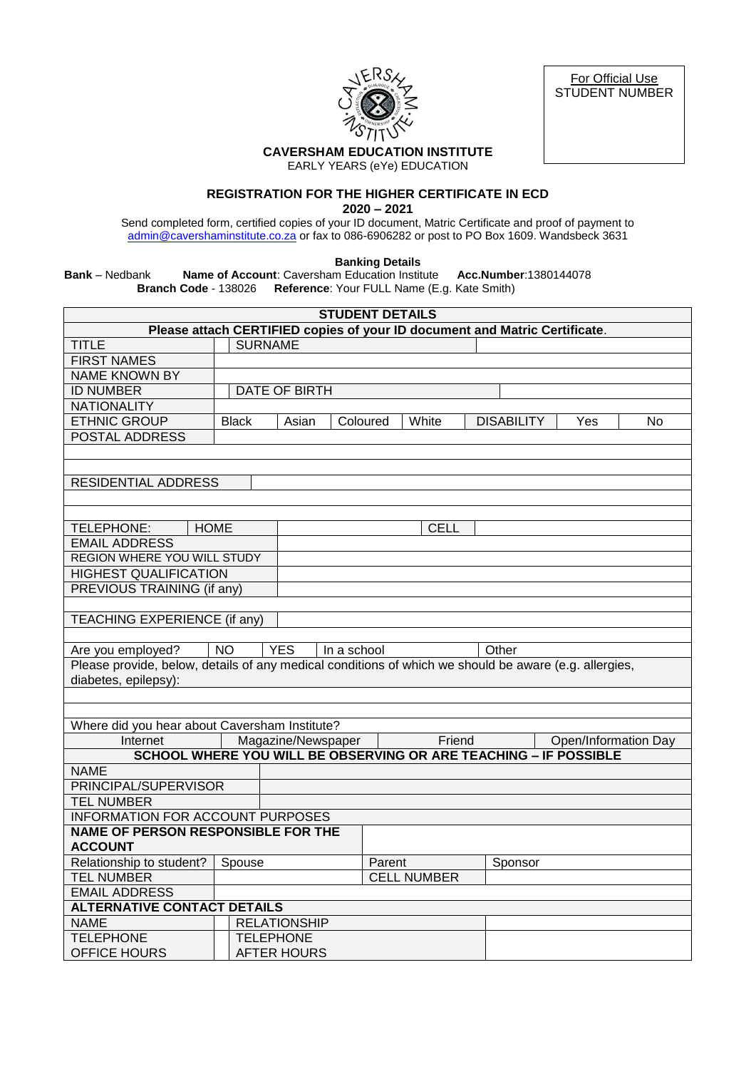| For Official Use |
| --- |
| STUDENT NUMBER |

**CAVERSHAM EDUCATION INSTITUTE**

EARLY YEARS (eYe) EDUCATION

## REGISTRATION FOR THE HIGHER CERTIFICATE IN ECD

**2020 – 2021**

Send completed form, certified copies of your ID document, Matric Certificate and proof of payment to admin@cavershaminstitute.co.za or fax to 086-6906282 or post to PO Box 1609. Wandsbeck 3631

**Banking Details**

**Bank** – Nedbank **Name of Account**: Caversham Education Institute **Acc.Number**:1380144078
**Branch Code** - 138026 **Reference**: Your FULL Name (E.g. Kate Smith)

| **STUDENT DETAILS** | | | | | | | |
| --- | --- | --- | --- | --- | --- | --- | --- |
| **Please attach CERTIFIED copies of your ID document and Matric Certificate.** | | | | | | | |
| TITLE | SURNAME | | | | | | |
| FIRST NAMES | | | | | | | |
| NAME KNOWN BY | | | | | | | |
| ID NUMBER | DATE OF BIRTH | | | | | | |
| NATIONALITY | | | | | | | |
| ETHNIC GROUP | Black | Asian | Coloured | White | DISABILITY | Yes | No |
| POSTAL ADDRESS | | | | | | | |
| | | | | | | | |
| | | | | | | | |
| RESIDENTIAL ADDRESS | | | | | | | |
| | | | | | | | |
| | | | | | | | |
| TELEPHONE: HOME | | | | CELL | | | |
| EMAIL ADDRESS | | | | | | | |
| REGION WHERE YOU WILL STUDY | | | | | | | |
| HIGHEST QUALIFICATION | | | | | | | |
| PREVIOUS TRAINING (if any) | | | | | | | |
| | | | | | | | |
| TEACHING EXPERIENCE (if any) | | | | | | | |
| | | | | | | | |
| Are you employed? | NO | YES | In a school | | Other | | |
| Please provide, below, details of any medical conditions of which we should be aware (e.g. allergies, diabetes, epilepsy): | | | | | | | |
| | | | | | | | |
| | | | | | | | |
| Where did you hear about Caversham Institute? | | | | | | | |
| Internet | Magazine/Newspaper | | Friend | | Open/Information Day | | |
| **SCHOOL WHERE YOU WILL BE OBSERVING OR ARE TEACHING – IF POSSIBLE** | | | | | | | |
| NAME | | | | | | | |
| PRINCIPAL/SUPERVISOR | | | | | | | |
| TEL NUMBER | | | | | | | |
| INFORMATION FOR ACCOUNT PURPOSES | | | | | | | |
| **NAME OF PERSON RESPONSIBLE FOR THE ACCOUNT** | | | | | | | |
| Relationship to student? | Spouse | | Parent | | Sponsor | | |
| TEL NUMBER | | | CELL NUMBER | | | | |
| EMAIL ADDRESS | | | | | | | |
| **ALTERNATIVE CONTACT DETAILS** | | | | | | | |
| NAME | RELATIONSHIP | | | | | | |
| TELEPHONE OFFICE HOURS | TELEPHONE AFTER HOURS | | | | | | |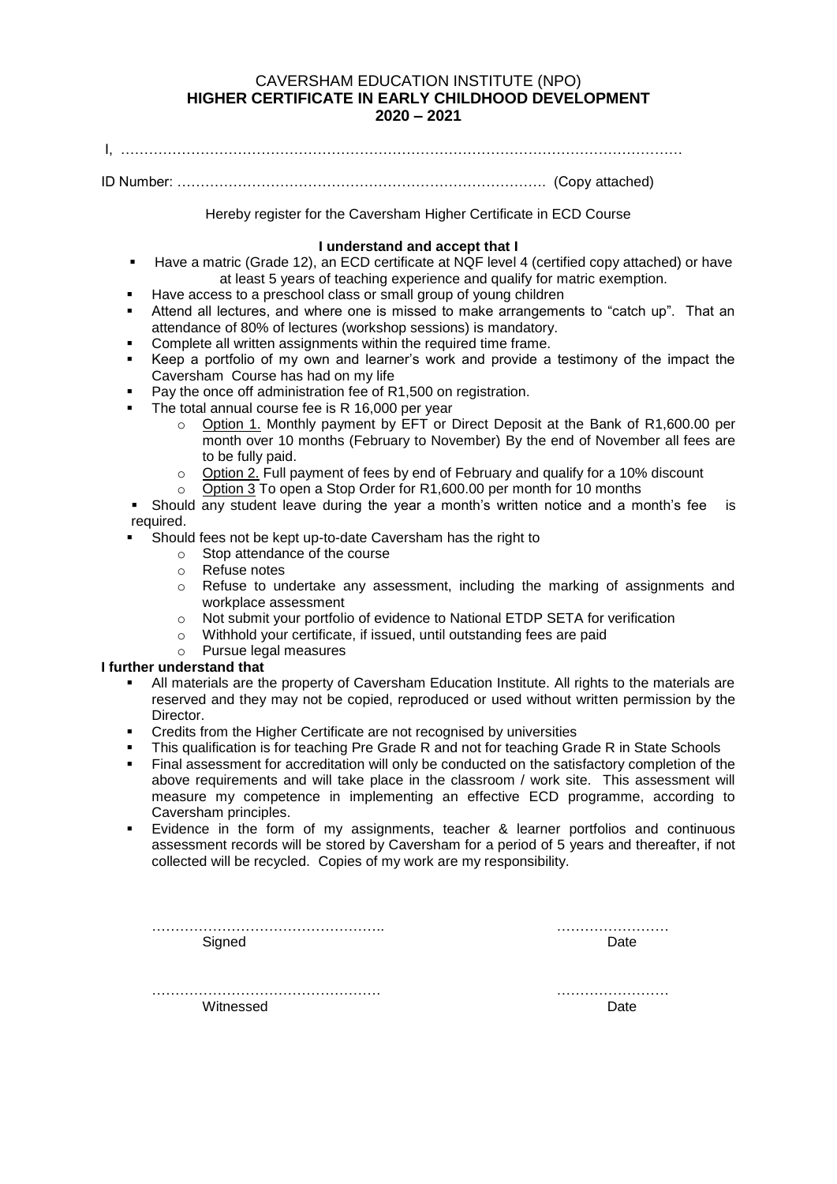CAVERSHAM EDUCATION INSTITUTE (NPO)
**HIGHER CERTIFICATE IN EARLY CHILDHOOD DEVELOPMENT**
**2020 – 2021**

I, ……………………………………………………………………………………………………………

ID Number: …………………………………………………………………… (Copy attached)

Hereby register for the Caversham Higher Certificate in ECD Course

**I understand and accept that I**

- Have a matric (Grade 12), an ECD certificate at NQF level 4 (certified copy attached) or have at least 5 years of teaching experience and qualify for matric exemption.
- Have access to a preschool class or small group of young children
- Attend all lectures, and where one is missed to make arrangements to "catch up". That an attendance of 80% of lectures (workshop sessions) is mandatory.
- Complete all written assignments within the required time frame.
- Keep a portfolio of my own and learner's work and provide a testimony of the impact the Caversham Course has had on my life
- Pay the once off administration fee of R1,500 on registration.
- The total annual course fee is R 16,000 per year
  - Option 1. Monthly payment by EFT or Direct Deposit at the Bank of R1,600.00 per month over 10 months (February to November) By the end of November all fees are to be fully paid.
  - Option 2. Full payment of fees by end of February and qualify for a 10% discount
  - Option 3 To open a Stop Order for R1,600.00 per month for 10 months
- Should any student leave during the year a month's written notice and a month's fee is required.
- Should fees not be kept up-to-date Caversham has the right to
  - Stop attendance of the course
  - Refuse notes
  - Refuse to undertake any assessment, including the marking of assignments and workplace assessment
  - Not submit your portfolio of evidence to National ETDP SETA for verification
  - Withhold your certificate, if issued, until outstanding fees are paid
  - Pursue legal measures

**I further understand that**

- All materials are the property of Caversham Education Institute. All rights to the materials are reserved and they may not be copied, reproduced or used without written permission by the Director.
- Credits from the Higher Certificate are not recognised by universities
- This qualification is for teaching Pre Grade R and not for teaching Grade R in State Schools
- Final assessment for accreditation will only be conducted on the satisfactory completion of the above requirements and will take place in the classroom / work site. This assessment will measure my competence in implementing an effective ECD programme, according to Caversham principles.
- Evidence in the form of my assignments, teacher & learner portfolios and continuous assessment records will be stored by Caversham for a period of 5 years and thereafter, if not collected will be recycled. Copies of my work are my responsibility.

………………………………………….. ……………………
Signed Date

………………………………………… ……………………
Witnessed Date